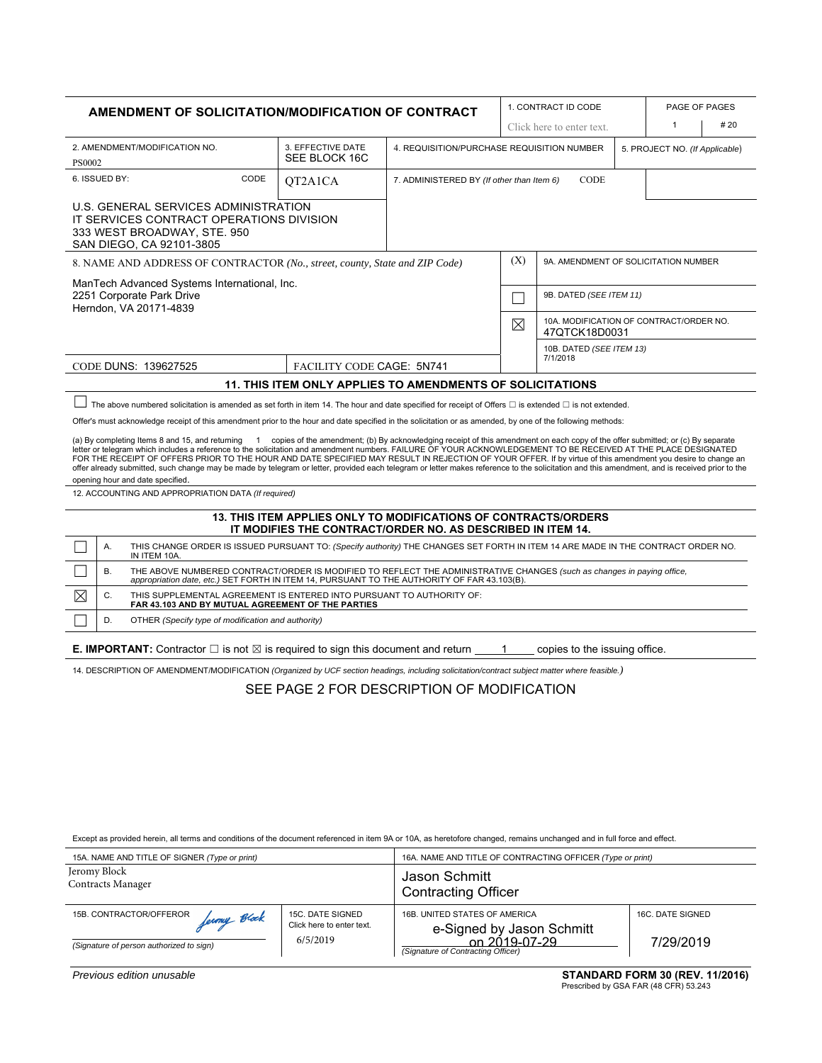# AMENDMENT OF SOLICITATION/MODIFICATION OF CONTRACT

| | | | |
|---|---|---|---|
| 1. CONTRACT ID CODE | Click here to enter text. | PAGE OF PAGES | 1 / # 20 |
| 2. AMENDMENT/MODIFICATION NO. PS0002 | 3. EFFECTIVE DATE SEE BLOCK 16C | 4. REQUISITION/PURCHASE REQUISITION NUMBER | 5. PROJECT NO. *(If Applicable)* |
| 6. ISSUED BY: CODE QT2A1CA | | 7. ADMINISTERED BY *(If other than Item 6)* CODE | |

U.S. GENERAL SERVICES ADMINISTRATION
IT SERVICES CONTRACT OPERATIONS DIVISION
333 WEST BROADWAY, STE. 950
SAN DIEGO, CA 92101-3805

8. NAME AND ADDRESS OF CONTRACTOR *(No., street, county, State and ZIP Code)*

ManTech Advanced Systems International, Inc.
2251 Corporate Park Drive
Herndon, VA 20171-4839

CODE DUNS: 139627525 | FACILITY CODE CAGE: 5N741

| (X) | |
|---|---|
| | 9A. AMENDMENT OF SOLICITATION NUMBER |
| ☐ | 9B. DATED *(SEE ITEM 11)* |
| ☒ | 10A. MODIFICATION OF CONTRACT/ORDER NO. 47QTCK18D0031 |
| | 10B. DATED *(SEE ITEM 13)* 7/1/2018 |

## 11. THIS ITEM ONLY APPLIES TO AMENDMENTS OF SOLICITATIONS

☐ The above numbered solicitation is amended as set forth in item 14. The hour and date specified for receipt of Offers ☐ is extended ☐ is not extended.

Offer's must acknowledge receipt of this amendment prior to the hour and date specified in the solicitation or as amended, by one of the following methods:

(a) By completing Items 8 and 15, and returning 1 copies of the amendment; (b) By acknowledging receipt of this amendment on each copy of the offer submitted; or (c) By separate letter or telegram which includes a reference to the solicitation and amendment numbers. FAILURE OF YOUR ACKNOWLEDGEMENT TO BE RECEIVED AT THE PLACE DESIGNATED FOR THE RECEIPT OF OFFERS PRIOR TO THE HOUR AND DATE SPECIFIED MAY RESULT IN REJECTION OF YOUR OFFER. If by virtue of this amendment you desire to change an offer already submitted, such change may be made by telegram or letter, provided each telegram or letter makes reference to the solicitation and this amendment, and is received prior to the opening hour and date specified.

12. ACCOUNTING AND APPROPRIATION DATA *(If required)*

## 13. THIS ITEM APPLIES ONLY TO MODIFICATIONS OF CONTRACTS/ORDERS IT MODIFIES THE CONTRACT/ORDER NO. AS DESCRIBED IN ITEM 14.

| | | |
|---|---|---|
| ☐ | A. | THIS CHANGE ORDER IS ISSUED PURSUANT TO: *(Specify authority)* THE CHANGES SET FORTH IN ITEM 14 ARE MADE IN THE CONTRACT ORDER NO. IN ITEM 10A. |
| ☐ | B. | THE ABOVE NUMBERED CONTRACT/ORDER IS MODIFIED TO REFLECT THE ADMINISTRATIVE CHANGES *(such as changes in paying office, appropriation date, etc.)* SET FORTH IN ITEM 14, PURSUANT TO THE AUTHORITY OF FAR 43.103(B). |
| ☒ | C. | THIS SUPPLEMENTAL AGREEMENT IS ENTERED INTO PURSUANT TO AUTHORITY OF: **FAR 43.103 AND BY MUTUAL AGREEMENT OF THE PARTIES** |
| ☐ | D. | OTHER *(Specify type of modification and authority)* |

**E. IMPORTANT:** Contractor ☐ is not ☒ is required to sign this document and return 1 copies to the issuing office.

14. DESCRIPTION OF AMENDMENT/MODIFICATION *(Organized by UCF section headings, including solicitation/contract subject matter where feasible.)*

SEE PAGE 2 FOR DESCRIPTION OF MODIFICATION

Except as provided herein, all terms and conditions of the document referenced in item 9A or 10A, as heretofore changed, remains unchanged and in full force and effect.

| | | | |
|---|---|---|---|
| 15A. NAME AND TITLE OF SIGNER *(Type or print)* Jeromy Block, Contracts Manager | | 16A. NAME AND TITLE OF CONTRACTING OFFICER *(Type or print)* Jason Schmitt, Contracting Officer | |
| 15B. CONTRACTOR/OFFEROR Jeromy Block *(Signature of person authorized to sign)* | 15C. DATE SIGNED 6/5/2019 | 16B. UNITED STATES OF AMERICA e-Signed by Jason Schmitt on 2019-07-29 *(Signature of Contracting Officer)* | 16C. DATE SIGNED 7/29/2019 |

*Previous edition unusable*

**STANDARD FORM 30 (REV. 11/2016)**
Prescribed by GSA FAR (48 CFR) 53.243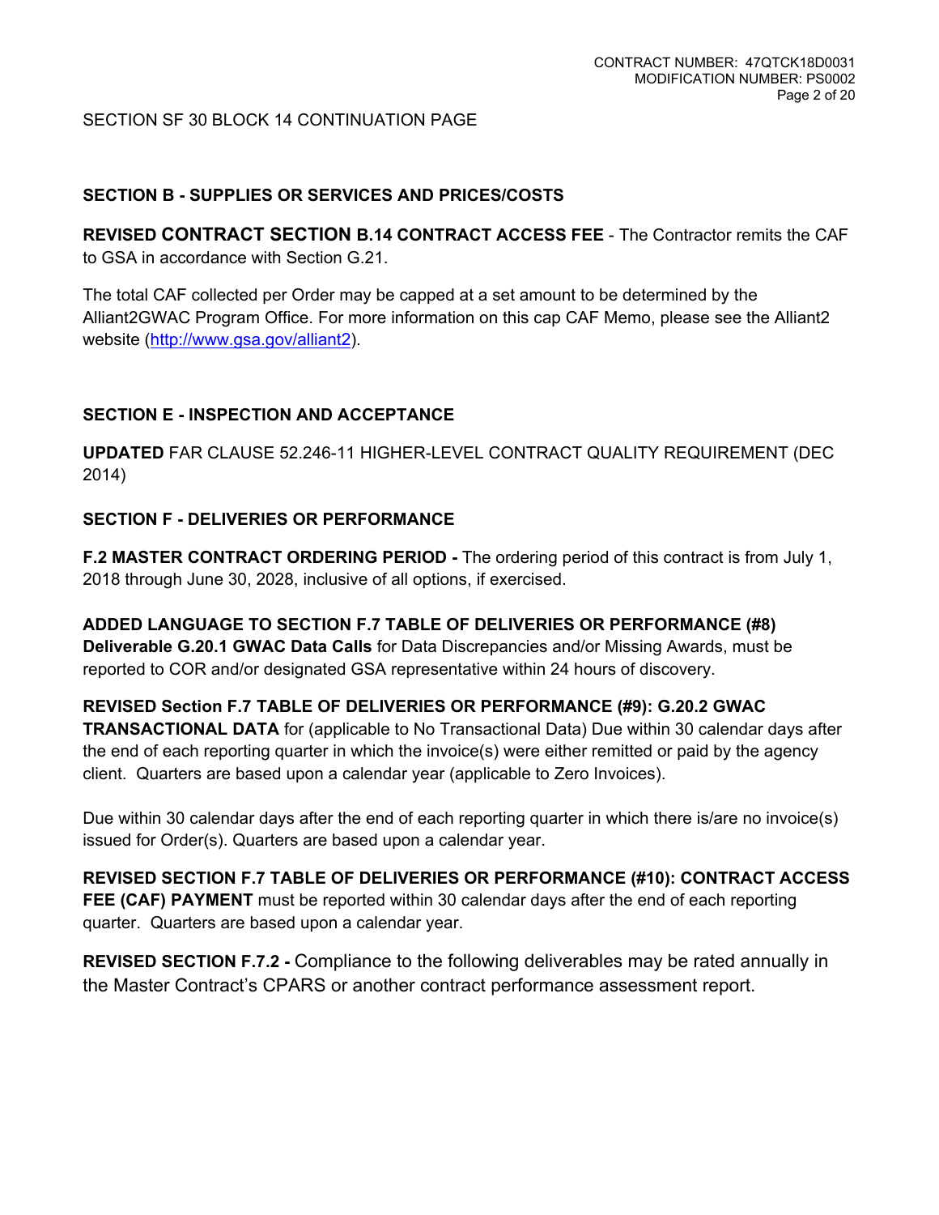SECTION SF 30 BLOCK 14 CONTINUATION PAGE

## SECTION B - SUPPLIES OR SERVICES AND PRICES/COSTS

**REVISED CONTRACT SECTION B.14 CONTRACT ACCESS FEE** - The Contractor remits the CAF to GSA in accordance with Section G.21.

The total CAF collected per Order may be capped at a set amount to be determined by the Alliant2GWAC Program Office. For more information on this cap CAF Memo, please see the Alliant2 website (http://www.gsa.gov/alliant2).

## SECTION E - INSPECTION AND ACCEPTANCE

**UPDATED** FAR CLAUSE 52.246-11 HIGHER-LEVEL CONTRACT QUALITY REQUIREMENT (DEC 2014)

## SECTION F - DELIVERIES OR PERFORMANCE

**F.2 MASTER CONTRACT ORDERING PERIOD -** The ordering period of this contract is from July 1, 2018 through June 30, 2028, inclusive of all options, if exercised.

**ADDED LANGUAGE TO SECTION F.7 TABLE OF DELIVERIES OR PERFORMANCE (#8) Deliverable G.20.1 GWAC Data Calls** for Data Discrepancies and/or Missing Awards, must be reported to COR and/or designated GSA representative within 24 hours of discovery.

**REVISED Section F.7 TABLE OF DELIVERIES OR PERFORMANCE (#9): G.20.2 GWAC TRANSACTIONAL DATA** for (applicable to No Transactional Data) Due within 30 calendar days after the end of each reporting quarter in which the invoice(s) were either remitted or paid by the agency client. Quarters are based upon a calendar year (applicable to Zero Invoices).

Due within 30 calendar days after the end of each reporting quarter in which there is/are no invoice(s) issued for Order(s). Quarters are based upon a calendar year.

**REVISED SECTION F.7 TABLE OF DELIVERIES OR PERFORMANCE (#10): CONTRACT ACCESS FEE (CAF) PAYMENT** must be reported within 30 calendar days after the end of each reporting quarter. Quarters are based upon a calendar year.

**REVISED SECTION F.7.2 -** Compliance to the following deliverables may be rated annually in the Master Contract's CPARS or another contract performance assessment report.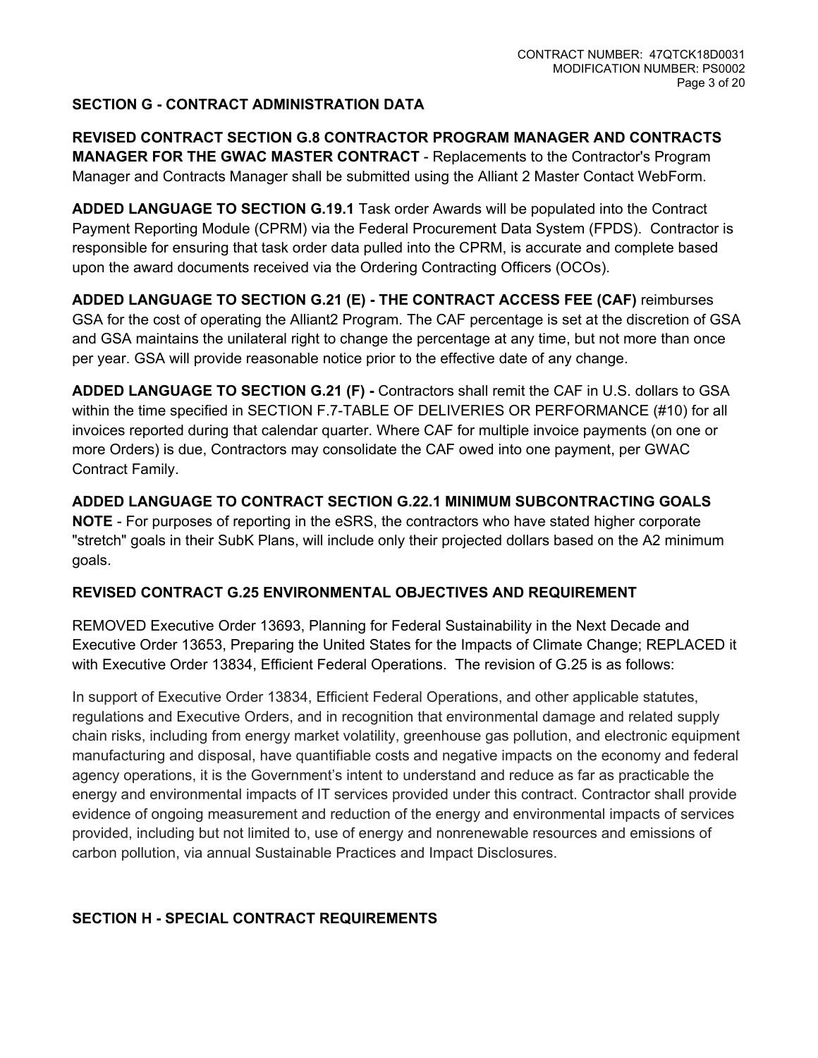## SECTION G - CONTRACT ADMINISTRATION DATA

**REVISED CONTRACT SECTION G.8 CONTRACTOR PROGRAM MANAGER AND CONTRACTS MANAGER FOR THE GWAC MASTER CONTRACT** - Replacements to the Contractor's Program Manager and Contracts Manager shall be submitted using the Alliant 2 Master Contact WebForm.

**ADDED LANGUAGE TO SECTION G.19.1** Task order Awards will be populated into the Contract Payment Reporting Module (CPRM) via the Federal Procurement Data System (FPDS). Contractor is responsible for ensuring that task order data pulled into the CPRM, is accurate and complete based upon the award documents received via the Ordering Contracting Officers (OCOs).

**ADDED LANGUAGE TO SECTION G.21 (E) - THE CONTRACT ACCESS FEE (CAF)** reimburses GSA for the cost of operating the Alliant2 Program. The CAF percentage is set at the discretion of GSA and GSA maintains the unilateral right to change the percentage at any time, but not more than once per year. GSA will provide reasonable notice prior to the effective date of any change.

**ADDED LANGUAGE TO SECTION G.21 (F) -** Contractors shall remit the CAF in U.S. dollars to GSA within the time specified in SECTION F.7-TABLE OF DELIVERIES OR PERFORMANCE (#10) for all invoices reported during that calendar quarter. Where CAF for multiple invoice payments (on one or more Orders) is due, Contractors may consolidate the CAF owed into one payment, per GWAC Contract Family.

**ADDED LANGUAGE TO CONTRACT SECTION G.22.1 MINIMUM SUBCONTRACTING GOALS NOTE** - For purposes of reporting in the eSRS, the contractors who have stated higher corporate "stretch" goals in their SubK Plans, will include only their projected dollars based on the A2 minimum goals.

**REVISED CONTRACT G.25 ENVIRONMENTAL OBJECTIVES AND REQUIREMENT**

REMOVED Executive Order 13693, Planning for Federal Sustainability in the Next Decade and Executive Order 13653, Preparing the United States for the Impacts of Climate Change; REPLACED it with Executive Order 13834, Efficient Federal Operations. The revision of G.25 is as follows:

In support of Executive Order 13834, Efficient Federal Operations, and other applicable statutes, regulations and Executive Orders, and in recognition that environmental damage and related supply chain risks, including from energy market volatility, greenhouse gas pollution, and electronic equipment manufacturing and disposal, have quantifiable costs and negative impacts on the economy and federal agency operations, it is the Government's intent to understand and reduce as far as practicable the energy and environmental impacts of IT services provided under this contract. Contractor shall provide evidence of ongoing measurement and reduction of the energy and environmental impacts of services provided, including but not limited to, use of energy and nonrenewable resources and emissions of carbon pollution, via annual Sustainable Practices and Impact Disclosures.

## SECTION H - SPECIAL CONTRACT REQUIREMENTS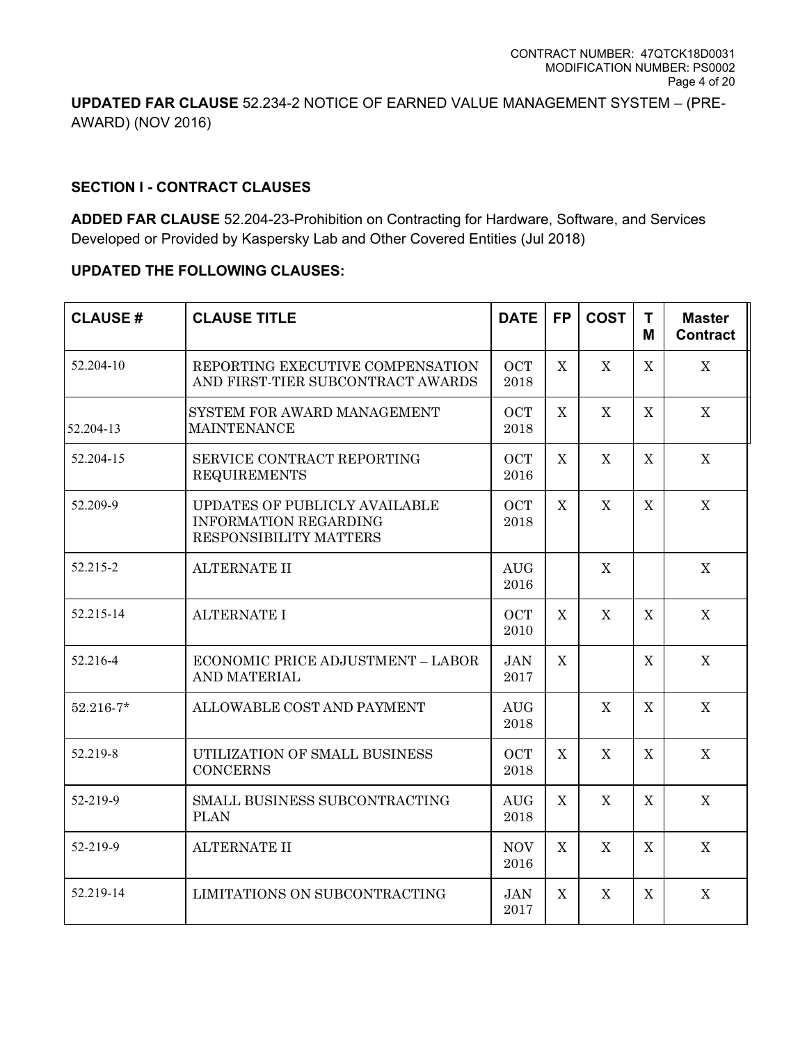**UPDATED FAR CLAUSE** 52.234-2 NOTICE OF EARNED VALUE MANAGEMENT SYSTEM – (PRE-AWARD) (NOV 2016)

**SECTION I - CONTRACT CLAUSES**

**ADDED FAR CLAUSE** 52.204-23-Prohibition on Contracting for Hardware, Software, and Services Developed or Provided by Kaspersky Lab and Other Covered Entities (Jul 2018)

**UPDATED THE FOLLOWING CLAUSES:**

| CLAUSE # | CLAUSE TITLE | DATE | FP | COST | T M | Master Contract |
|---|---|---|---|---|---|---|
| 52.204-10 | REPORTING EXECUTIVE COMPENSATION AND FIRST-TIER SUBCONTRACT AWARDS | OCT 2018 | X | X | X | X |
| 52.204-13 | SYSTEM FOR AWARD MANAGEMENT MAINTENANCE | OCT 2018 | X | X | X | X |
| 52.204-15 | SERVICE CONTRACT REPORTING REQUIREMENTS | OCT 2016 | X | X | X | X |
| 52.209-9 | UPDATES OF PUBLICLY AVAILABLE INFORMATION REGARDING RESPONSIBILITY MATTERS | OCT 2018 | X | X | X | X |
| 52.215-2 | ALTERNATE II | AUG 2016 | | X | | X |
| 52.215-14 | ALTERNATE I | OCT 2010 | X | X | X | X |
| 52.216-4 | ECONOMIC PRICE ADJUSTMENT – LABOR AND MATERIAL | JAN 2017 | X | | X | X |
| 52.216-7* | ALLOWABLE COST AND PAYMENT | AUG 2018 | | X | X | X |
| 52.219-8 | UTILIZATION OF SMALL BUSINESS CONCERNS | OCT 2018 | X | X | X | X |
| 52-219-9 | SMALL BUSINESS SUBCONTRACTING PLAN | AUG 2018 | X | X | X | X |
| 52-219-9 | ALTERNATE II | NOV 2016 | X | X | X | X |
| 52.219-14 | LIMITATIONS ON SUBCONTRACTING | JAN 2017 | X | X | X | X |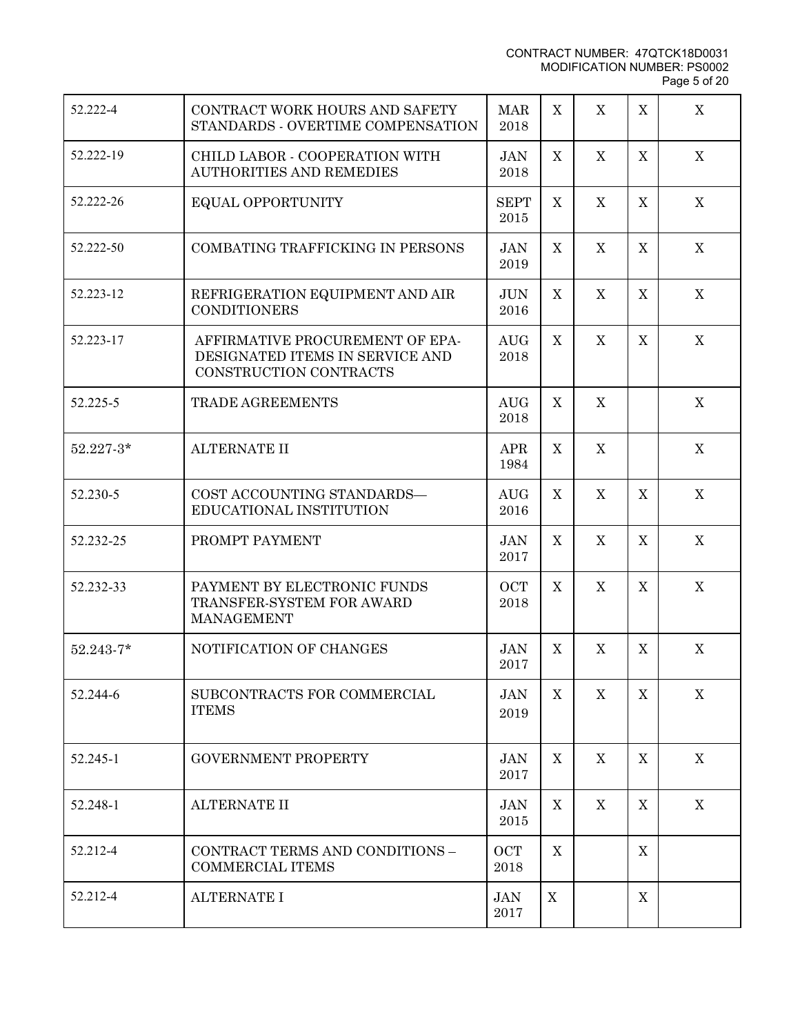| | | | | | | |
|---|---|---|---|---|---|---|
| 52.222-4 | CONTRACT WORK HOURS AND SAFETY STANDARDS - OVERTIME COMPENSATION | MAR 2018 | X | X | X | X |
| 52.222-19 | CHILD LABOR - COOPERATION WITH AUTHORITIES AND REMEDIES | JAN 2018 | X | X | X | X |
| 52.222-26 | EQUAL OPPORTUNITY | SEPT 2015 | X | X | X | X |
| 52.222-50 | COMBATING TRAFFICKING IN PERSONS | JAN 2019 | X | X | X | X |
| 52.223-12 | REFRIGERATION EQUIPMENT AND AIR CONDITIONERS | JUN 2016 | X | X | X | X |
| 52.223-17 | AFFIRMATIVE PROCUREMENT OF EPA-DESIGNATED ITEMS IN SERVICE AND CONSTRUCTION CONTRACTS | AUG 2018 | X | X | X | X |
| 52.225-5 | TRADE AGREEMENTS | AUG 2018 | X | X | | X |
| 52.227-3* | ALTERNATE II | APR 1984 | X | X | | X |
| 52.230-5 | COST ACCOUNTING STANDARDS—EDUCATIONAL INSTITUTION | AUG 2016 | X | X | X | X |
| 52.232-25 | PROMPT PAYMENT | JAN 2017 | X | X | X | X |
| 52.232-33 | PAYMENT BY ELECTRONIC FUNDS TRANSFER-SYSTEM FOR AWARD MANAGEMENT | OCT 2018 | X | X | X | X |
| 52.243-7* | NOTIFICATION OF CHANGES | JAN 2017 | X | X | X | X |
| 52.244-6 | SUBCONTRACTS FOR COMMERCIAL ITEMS | JAN 2019 | X | X | X | X |
| 52.245-1 | GOVERNMENT PROPERTY | JAN 2017 | X | X | X | X |
| 52.248-1 | ALTERNATE II | JAN 2015 | X | X | X | X |
| 52.212-4 | CONTRACT TERMS AND CONDITIONS – COMMERCIAL ITEMS | OCT 2018 | X | | X | |
| 52.212-4 | ALTERNATE I | JAN 2017 | X | | X | |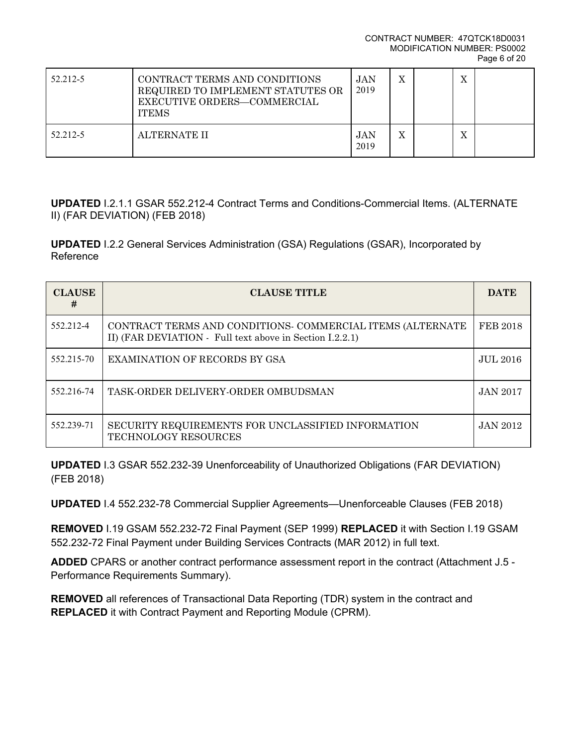| | | | | | | |
|---|---|---|---|---|---|---|
| 52.212-5 | CONTRACT TERMS AND CONDITIONS REQUIRED TO IMPLEMENT STATUTES OR EXECUTIVE ORDERS—COMMERCIAL ITEMS | JAN 2019 | X | | X | |
| 52.212-5 | ALTERNATE II | JAN 2019 | X | | X | |

**UPDATED** I.2.1.1 GSAR 552.212-4 Contract Terms and Conditions-Commercial Items. (ALTERNATE II) (FAR DEVIATION) (FEB 2018)

**UPDATED** I.2.2 General Services Administration (GSA) Regulations (GSAR), Incorporated by Reference

| CLAUSE # | CLAUSE TITLE | DATE |
|---|---|---|
| 552.212-4 | CONTRACT TERMS AND CONDITIONS- COMMERCIAL ITEMS (ALTERNATE II) (FAR DEVIATION - Full text above in Section I.2.2.1) | FEB 2018 |
| 552.215-70 | EXAMINATION OF RECORDS BY GSA | JUL 2016 |
| 552.216-74 | TASK-ORDER DELIVERY-ORDER OMBUDSMAN | JAN 2017 |
| 552.239-71 | SECURITY REQUIREMENTS FOR UNCLASSIFIED INFORMATION TECHNOLOGY RESOURCES | JAN 2012 |

**UPDATED** I.3 GSAR 552.232-39 Unenforceability of Unauthorized Obligations (FAR DEVIATION) (FEB 2018)

**UPDATED** I.4 552.232-78 Commercial Supplier Agreements—Unenforceable Clauses (FEB 2018)

**REMOVED** I.19 GSAM 552.232-72 Final Payment (SEP 1999) **REPLACED** it with Section I.19 GSAM 552.232-72 Final Payment under Building Services Contracts (MAR 2012) in full text.

**ADDED** CPARS or another contract performance assessment report in the contract (Attachment J.5 - Performance Requirements Summary).

**REMOVED** all references of Transactional Data Reporting (TDR) system in the contract and **REPLACED** it with Contract Payment and Reporting Module (CPRM).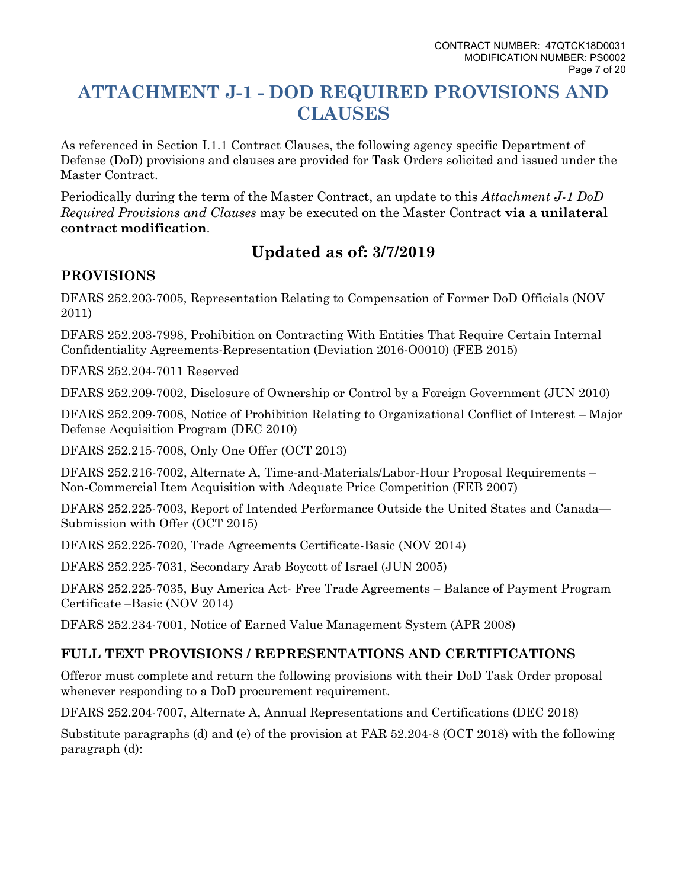# ATTACHMENT J-1 - DOD REQUIRED PROVISIONS AND CLAUSES

As referenced in Section I.1.1 Contract Clauses, the following agency specific Department of Defense (DoD) provisions and clauses are provided for Task Orders solicited and issued under the Master Contract.

Periodically during the term of the Master Contract, an update to this *Attachment J-1 DoD Required Provisions and Clauses* may be executed on the Master Contract **via a unilateral contract modification**.

## Updated as of: 3/7/2019

### PROVISIONS

DFARS 252.203-7005, Representation Relating to Compensation of Former DoD Officials (NOV 2011)

DFARS 252.203-7998, Prohibition on Contracting With Entities That Require Certain Internal Confidentiality Agreements-Representation (Deviation 2016-O0010) (FEB 2015)

DFARS 252.204-7011 Reserved

DFARS 252.209-7002, Disclosure of Ownership or Control by a Foreign Government (JUN 2010)

DFARS 252.209-7008, Notice of Prohibition Relating to Organizational Conflict of Interest – Major Defense Acquisition Program (DEC 2010)

DFARS 252.215-7008, Only One Offer (OCT 2013)

DFARS 252.216-7002, Alternate A, Time-and-Materials/Labor-Hour Proposal Requirements – Non-Commercial Item Acquisition with Adequate Price Competition (FEB 2007)

DFARS 252.225-7003, Report of Intended Performance Outside the United States and Canada—Submission with Offer (OCT 2015)

DFARS 252.225-7020, Trade Agreements Certificate-Basic (NOV 2014)

DFARS 252.225-7031, Secondary Arab Boycott of Israel (JUN 2005)

DFARS 252.225-7035, Buy America Act- Free Trade Agreements – Balance of Payment Program Certificate –Basic (NOV 2014)

DFARS 252.234-7001, Notice of Earned Value Management System (APR 2008)

### FULL TEXT PROVISIONS / REPRESENTATIONS AND CERTIFICATIONS

Offeror must complete and return the following provisions with their DoD Task Order proposal whenever responding to a DoD procurement requirement.

DFARS 252.204-7007, Alternate A, Annual Representations and Certifications (DEC 2018)

Substitute paragraphs (d) and (e) of the provision at FAR 52.204-8 (OCT 2018) with the following paragraph (d):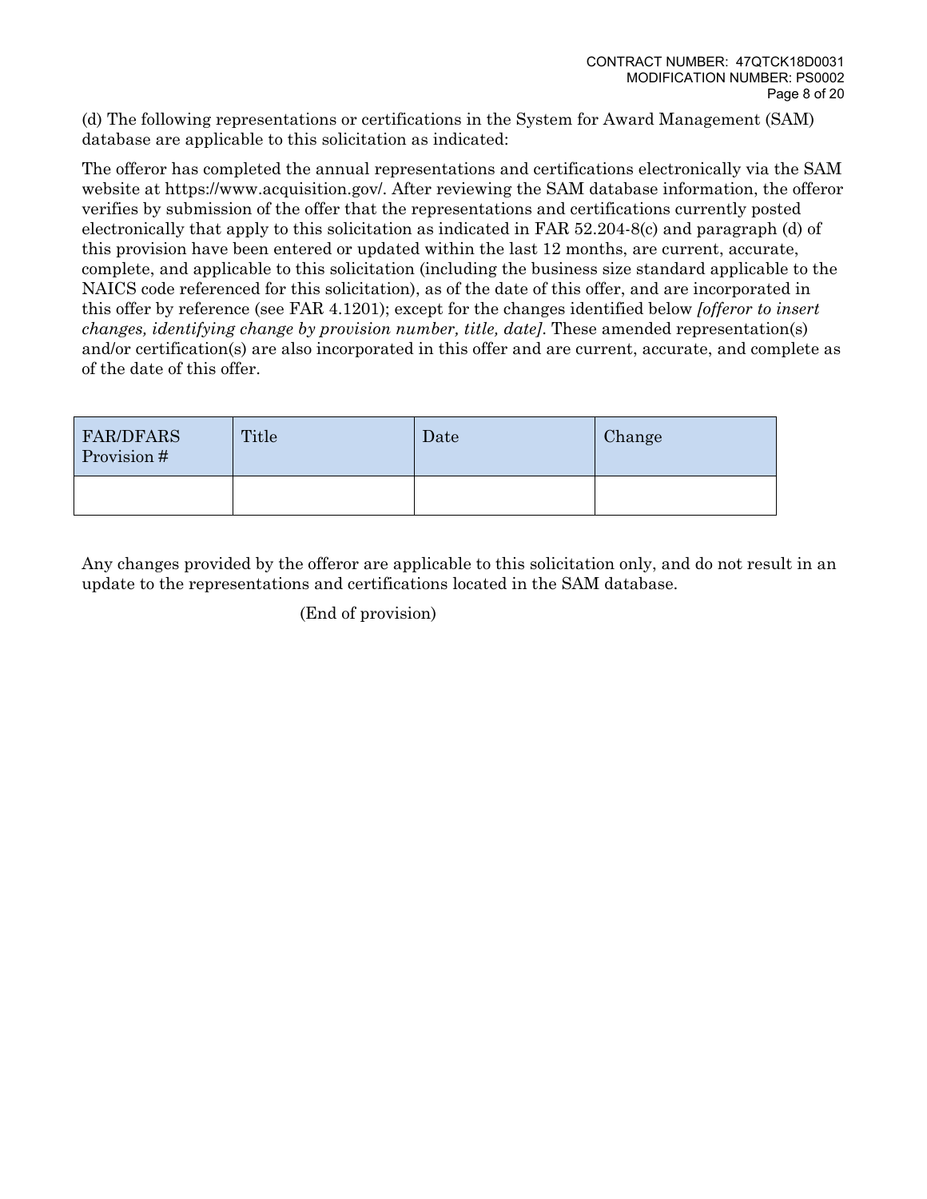(d) The following representations or certifications in the System for Award Management (SAM) database are applicable to this solicitation as indicated:

The offeror has completed the annual representations and certifications electronically via the SAM website at https://www.acquisition.gov/. After reviewing the SAM database information, the offeror verifies by submission of the offer that the representations and certifications currently posted electronically that apply to this solicitation as indicated in FAR 52.204-8(c) and paragraph (d) of this provision have been entered or updated within the last 12 months, are current, accurate, complete, and applicable to this solicitation (including the business size standard applicable to the NAICS code referenced for this solicitation), as of the date of this offer, and are incorporated in this offer by reference (see FAR 4.1201); except for the changes identified below *[offeror to insert changes, identifying change by provision number, title, date]*. These amended representation(s) and/or certification(s) are also incorporated in this offer and are current, accurate, and complete as of the date of this offer.

| FAR/DFARS Provision # | Title | Date | Change |
|---|---|---|---|
| | | | |

Any changes provided by the offeror are applicable to this solicitation only, and do not result in an update to the representations and certifications located in the SAM database.

(End of provision)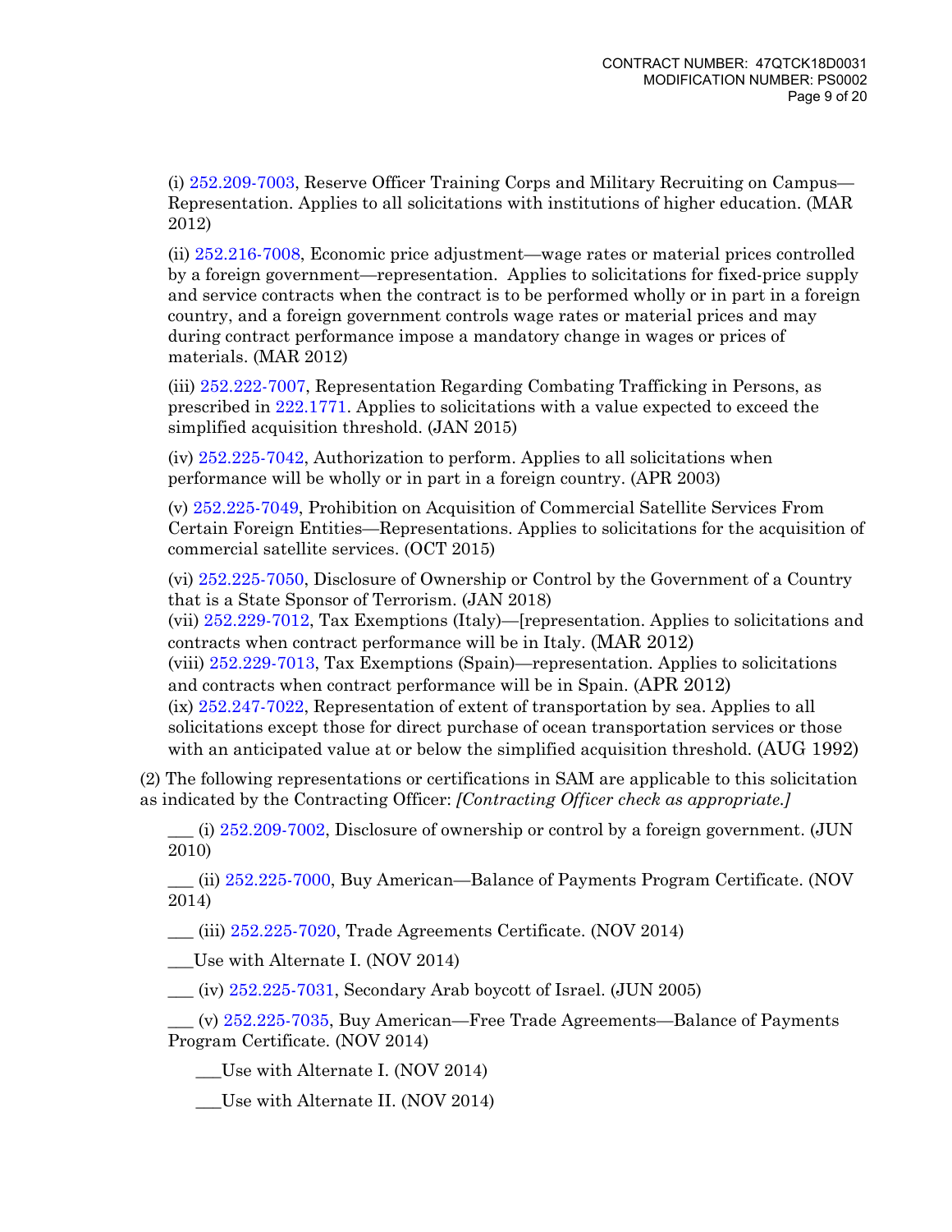(i) 252.209-7003, Reserve Officer Training Corps and Military Recruiting on Campus—Representation. Applies to all solicitations with institutions of higher education. (MAR 2012)

(ii) 252.216-7008, Economic price adjustment—wage rates or material prices controlled by a foreign government—representation. Applies to solicitations for fixed-price supply and service contracts when the contract is to be performed wholly or in part in a foreign country, and a foreign government controls wage rates or material prices and may during contract performance impose a mandatory change in wages or prices of materials. (MAR 2012)

(iii) 252.222-7007, Representation Regarding Combating Trafficking in Persons, as prescribed in 222.1771. Applies to solicitations with a value expected to exceed the simplified acquisition threshold. (JAN 2015)

(iv) 252.225-7042, Authorization to perform. Applies to all solicitations when performance will be wholly or in part in a foreign country. (APR 2003)

(v) 252.225-7049, Prohibition on Acquisition of Commercial Satellite Services From Certain Foreign Entities—Representations. Applies to solicitations for the acquisition of commercial satellite services. (OCT 2015)

(vi) 252.225-7050, Disclosure of Ownership or Control by the Government of a Country that is a State Sponsor of Terrorism. (JAN 2018)

(vii) 252.229-7012, Tax Exemptions (Italy)—[representation. Applies to solicitations and contracts when contract performance will be in Italy. (MAR 2012)

(viii) 252.229-7013, Tax Exemptions (Spain)—representation. Applies to solicitations and contracts when contract performance will be in Spain. (APR 2012)

(ix) 252.247-7022, Representation of extent of transportation by sea. Applies to all solicitations except those for direct purchase of ocean transportation services or those with an anticipated value at or below the simplified acquisition threshold. (AUG 1992)

(2) The following representations or certifications in SAM are applicable to this solicitation as indicated by the Contracting Officer: *[Contracting Officer check as appropriate.]*

___ (i) 252.209-7002, Disclosure of ownership or control by a foreign government. (JUN 2010)

___ (ii) 252.225-7000, Buy American—Balance of Payments Program Certificate. (NOV 2014)

___ (iii) 252.225-7020, Trade Agreements Certificate. (NOV 2014)

___Use with Alternate I. (NOV 2014)

___ (iv) 252.225-7031, Secondary Arab boycott of Israel. (JUN 2005)

___ (v) 252.225-7035, Buy American—Free Trade Agreements—Balance of Payments Program Certificate. (NOV 2014)

___Use with Alternate I. (NOV 2014)

___Use with Alternate II. (NOV 2014)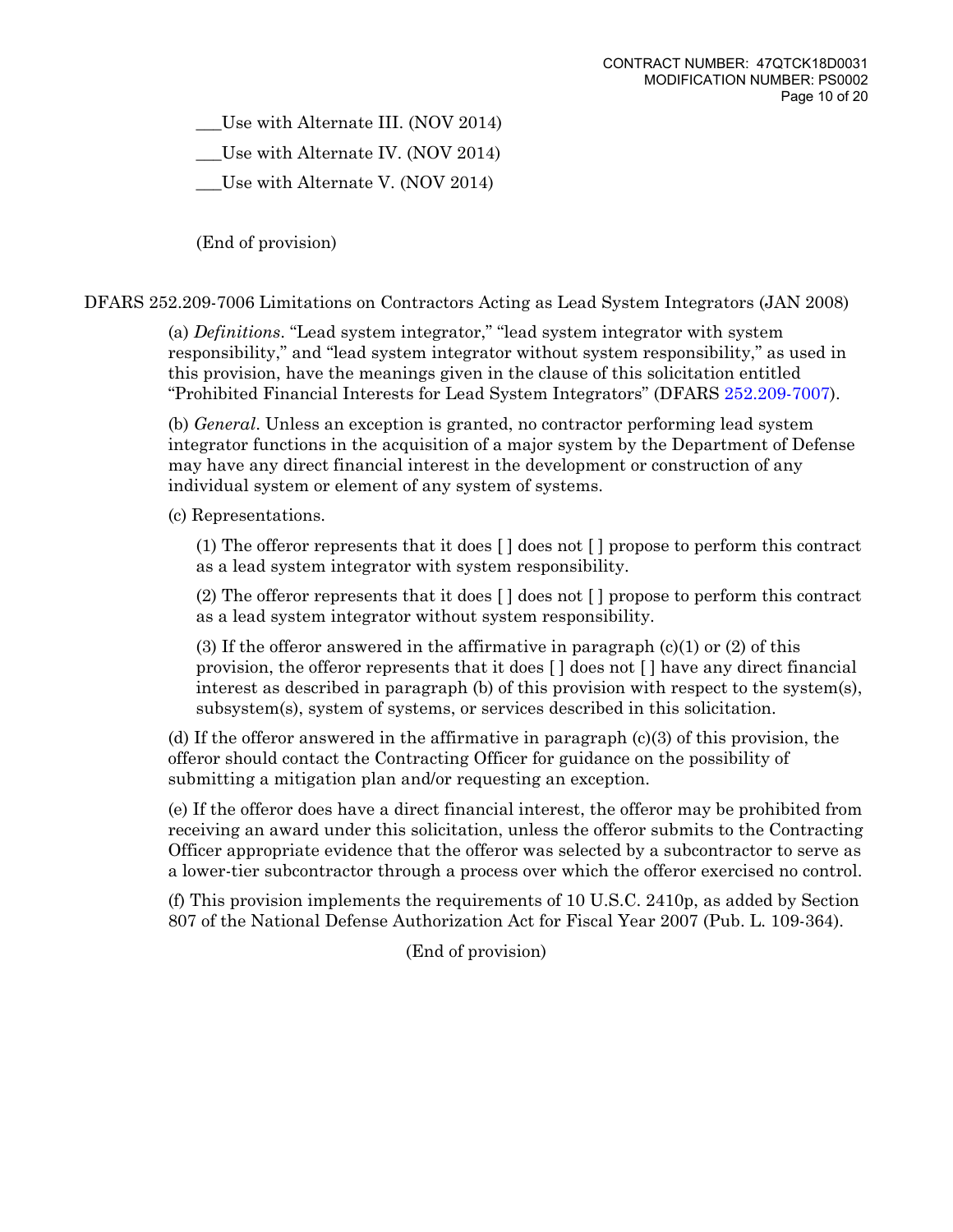___Use with Alternate III. (NOV 2014)

___Use with Alternate IV. (NOV 2014)

___Use with Alternate V. (NOV 2014)

(End of provision)

DFARS 252.209-7006 Limitations on Contractors Acting as Lead System Integrators (JAN 2008)

(a) *Definitions*. "Lead system integrator," "lead system integrator with system responsibility," and "lead system integrator without system responsibility," as used in this provision, have the meanings given in the clause of this solicitation entitled "Prohibited Financial Interests for Lead System Integrators" (DFARS 252.209-7007).

(b) *General*. Unless an exception is granted, no contractor performing lead system integrator functions in the acquisition of a major system by the Department of Defense may have any direct financial interest in the development or construction of any individual system or element of any system of systems.

(c) Representations.

(1) The offeror represents that it does [ ] does not [ ] propose to perform this contract as a lead system integrator with system responsibility.

(2) The offeror represents that it does [ ] does not [ ] propose to perform this contract as a lead system integrator without system responsibility.

(3) If the offeror answered in the affirmative in paragraph (c)(1) or (2) of this provision, the offeror represents that it does [ ] does not [ ] have any direct financial interest as described in paragraph (b) of this provision with respect to the system(s), subsystem(s), system of systems, or services described in this solicitation.

(d) If the offeror answered in the affirmative in paragraph (c)(3) of this provision, the offeror should contact the Contracting Officer for guidance on the possibility of submitting a mitigation plan and/or requesting an exception.

(e) If the offeror does have a direct financial interest, the offeror may be prohibited from receiving an award under this solicitation, unless the offeror submits to the Contracting Officer appropriate evidence that the offeror was selected by a subcontractor to serve as a lower-tier subcontractor through a process over which the offeror exercised no control.

(f) This provision implements the requirements of 10 U.S.C. 2410p, as added by Section 807 of the National Defense Authorization Act for Fiscal Year 2007 (Pub. L. 109-364).

(End of provision)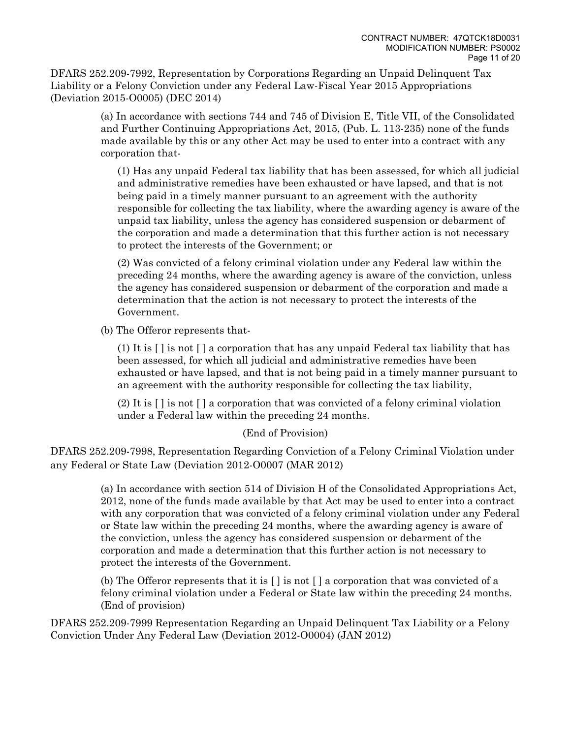DFARS 252.209-7992, Representation by Corporations Regarding an Unpaid Delinquent Tax Liability or a Felony Conviction under any Federal Law-Fiscal Year 2015 Appropriations (Deviation 2015-O0005) (DEC 2014)

(a) In accordance with sections 744 and 745 of Division E, Title VII, of the Consolidated and Further Continuing Appropriations Act, 2015, (Pub. L. 113-235) none of the funds made available by this or any other Act may be used to enter into a contract with any corporation that-

(1) Has any unpaid Federal tax liability that has been assessed, for which all judicial and administrative remedies have been exhausted or have lapsed, and that is not being paid in a timely manner pursuant to an agreement with the authority responsible for collecting the tax liability, where the awarding agency is aware of the unpaid tax liability, unless the agency has considered suspension or debarment of the corporation and made a determination that this further action is not necessary to protect the interests of the Government; or

(2) Was convicted of a felony criminal violation under any Federal law within the preceding 24 months, where the awarding agency is aware of the conviction, unless the agency has considered suspension or debarment of the corporation and made a determination that the action is not necessary to protect the interests of the Government.

(b) The Offeror represents that-

(1) It is [ ] is not [ ] a corporation that has any unpaid Federal tax liability that has been assessed, for which all judicial and administrative remedies have been exhausted or have lapsed, and that is not being paid in a timely manner pursuant to an agreement with the authority responsible for collecting the tax liability,

(2) It is [ ] is not [ ] a corporation that was convicted of a felony criminal violation under a Federal law within the preceding 24 months.

(End of Provision)

DFARS 252.209-7998, Representation Regarding Conviction of a Felony Criminal Violation under any Federal or State Law (Deviation 2012-O0007 (MAR 2012)

(a) In accordance with section 514 of Division H of the Consolidated Appropriations Act, 2012, none of the funds made available by that Act may be used to enter into a contract with any corporation that was convicted of a felony criminal violation under any Federal or State law within the preceding 24 months, where the awarding agency is aware of the conviction, unless the agency has considered suspension or debarment of the corporation and made a determination that this further action is not necessary to protect the interests of the Government.

(b) The Offeror represents that it is [ ] is not [ ] a corporation that was convicted of a felony criminal violation under a Federal or State law within the preceding 24 months. (End of provision)

DFARS 252.209-7999 Representation Regarding an Unpaid Delinquent Tax Liability or a Felony Conviction Under Any Federal Law (Deviation 2012-O0004) (JAN 2012)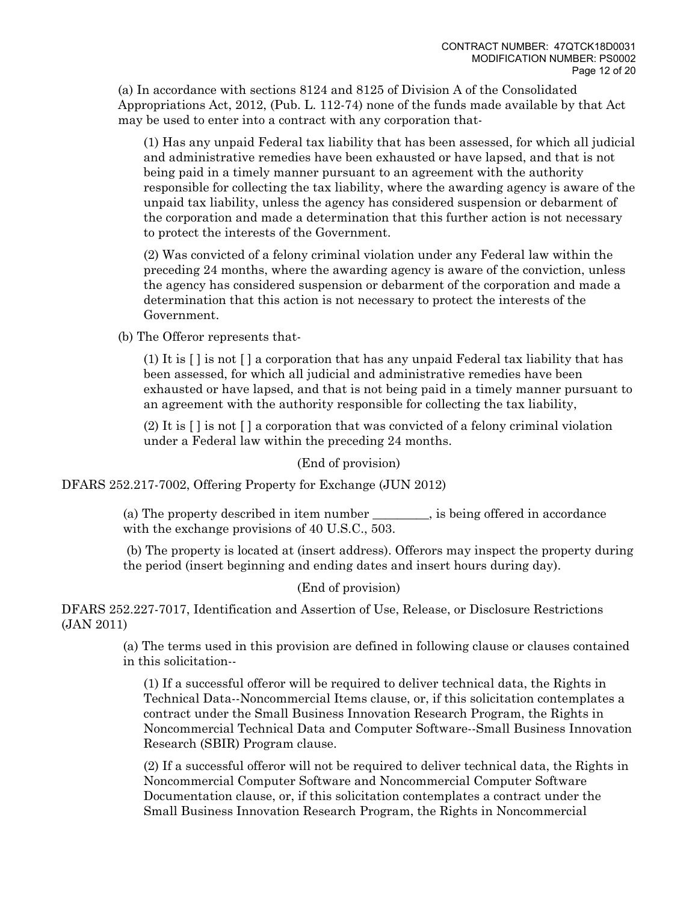(a) In accordance with sections 8124 and 8125 of Division A of the Consolidated Appropriations Act, 2012, (Pub. L. 112-74) none of the funds made available by that Act may be used to enter into a contract with any corporation that-

(1) Has any unpaid Federal tax liability that has been assessed, for which all judicial and administrative remedies have been exhausted or have lapsed, and that is not being paid in a timely manner pursuant to an agreement with the authority responsible for collecting the tax liability, where the awarding agency is aware of the unpaid tax liability, unless the agency has considered suspension or debarment of the corporation and made a determination that this further action is not necessary to protect the interests of the Government.

(2) Was convicted of a felony criminal violation under any Federal law within the preceding 24 months, where the awarding agency is aware of the conviction, unless the agency has considered suspension or debarment of the corporation and made a determination that this action is not necessary to protect the interests of the Government.

(b) The Offeror represents that-

(1) It is [ ] is not [ ] a corporation that has any unpaid Federal tax liability that has been assessed, for which all judicial and administrative remedies have been exhausted or have lapsed, and that is not being paid in a timely manner pursuant to an agreement with the authority responsible for collecting the tax liability,

(2) It is [ ] is not [ ] a corporation that was convicted of a felony criminal violation under a Federal law within the preceding 24 months.

(End of provision)

DFARS 252.217-7002, Offering Property for Exchange (JUN 2012)

(a) The property described in item number _________, is being offered in accordance with the exchange provisions of 40 U.S.C., 503.

(b) The property is located at (insert address). Offerors may inspect the property during the period (insert beginning and ending dates and insert hours during day).

(End of provision)

DFARS 252.227-7017, Identification and Assertion of Use, Release, or Disclosure Restrictions (JAN 2011)

(a) The terms used in this provision are defined in following clause or clauses contained in this solicitation--

(1) If a successful offeror will be required to deliver technical data, the Rights in Technical Data--Noncommercial Items clause, or, if this solicitation contemplates a contract under the Small Business Innovation Research Program, the Rights in Noncommercial Technical Data and Computer Software--Small Business Innovation Research (SBIR) Program clause.

(2) If a successful offeror will not be required to deliver technical data, the Rights in Noncommercial Computer Software and Noncommercial Computer Software Documentation clause, or, if this solicitation contemplates a contract under the Small Business Innovation Research Program, the Rights in Noncommercial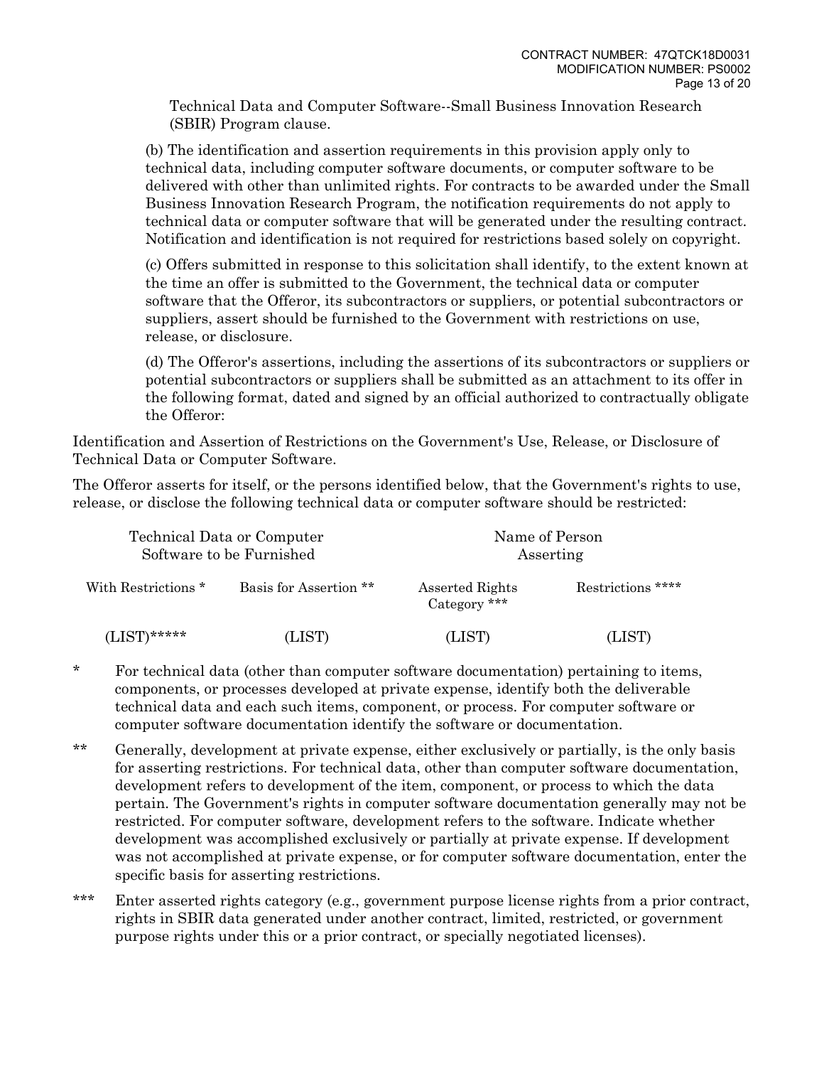Technical Data and Computer Software--Small Business Innovation Research (SBIR) Program clause.

(b) The identification and assertion requirements in this provision apply only to technical data, including computer software documents, or computer software to be delivered with other than unlimited rights. For contracts to be awarded under the Small Business Innovation Research Program, the notification requirements do not apply to technical data or computer software that will be generated under the resulting contract. Notification and identification is not required for restrictions based solely on copyright.

(c) Offers submitted in response to this solicitation shall identify, to the extent known at the time an offer is submitted to the Government, the technical data or computer software that the Offeror, its subcontractors or suppliers, or potential subcontractors or suppliers, assert should be furnished to the Government with restrictions on use, release, or disclosure.

(d) The Offeror's assertions, including the assertions of its subcontractors or suppliers or potential subcontractors or suppliers shall be submitted as an attachment to its offer in the following format, dated and signed by an official authorized to contractually obligate the Offeror:

Identification and Assertion of Restrictions on the Government's Use, Release, or Disclosure of Technical Data or Computer Software.

The Offeror asserts for itself, or the persons identified below, that the Government's rights to use, release, or disclose the following technical data or computer software should be restricted:

| Technical Data or Computer Software to be Furnished | | Name of Person Asserting | |
|---|---|---|---|
| With Restrictions * | Basis for Assertion ** | Asserted Rights Category *** | Restrictions **** |
| (LIST)***** | (LIST) | (LIST) | (LIST) |

\* For technical data (other than computer software documentation) pertaining to items, components, or processes developed at private expense, identify both the deliverable technical data and each such items, component, or process. For computer software or computer software documentation identify the software or documentation.

** Generally, development at private expense, either exclusively or partially, is the only basis for asserting restrictions. For technical data, other than computer software documentation, development refers to development of the item, component, or process to which the data pertain. The Government's rights in computer software documentation generally may not be restricted. For computer software, development refers to the software. Indicate whether development was accomplished exclusively or partially at private expense. If development was not accomplished at private expense, or for computer software documentation, enter the specific basis for asserting restrictions.

*** Enter asserted rights category (e.g., government purpose license rights from a prior contract, rights in SBIR data generated under another contract, limited, restricted, or government purpose rights under this or a prior contract, or specially negotiated licenses).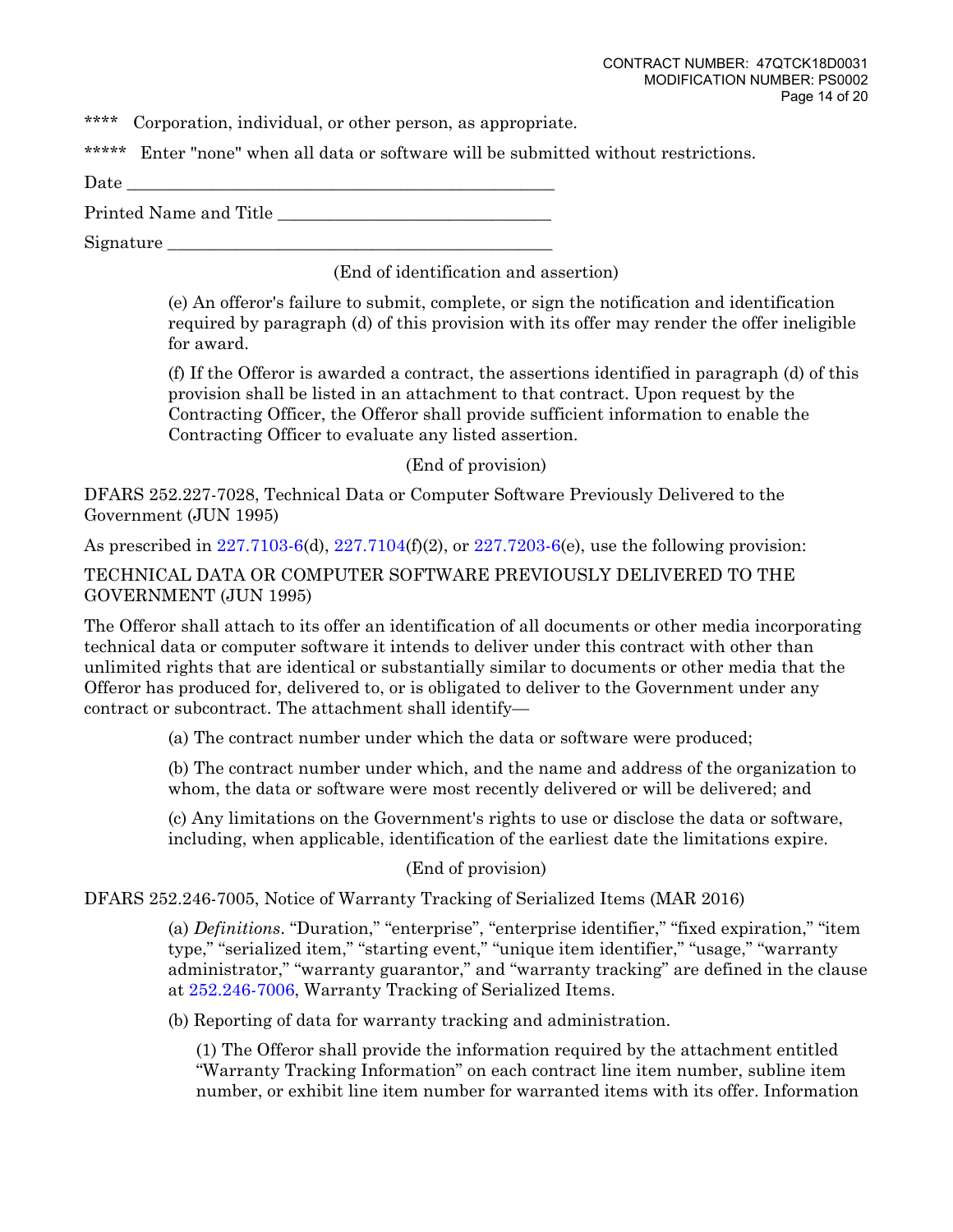**** Corporation, individual, or other person, as appropriate.

***** Enter "none" when all data or software will be submitted without restrictions.

Date _______________________________________________

Printed Name and Title ______________________________

Signature ___________________________________________

(End of identification and assertion)

(e) An offeror's failure to submit, complete, or sign the notification and identification required by paragraph (d) of this provision with its offer may render the offer ineligible for award.

(f) If the Offeror is awarded a contract, the assertions identified in paragraph (d) of this provision shall be listed in an attachment to that contract. Upon request by the Contracting Officer, the Offeror shall provide sufficient information to enable the Contracting Officer to evaluate any listed assertion.

(End of provision)

DFARS 252.227-7028, Technical Data or Computer Software Previously Delivered to the Government (JUN 1995)

As prescribed in 227.7103-6(d), 227.7104(f)(2), or 227.7203-6(e), use the following provision:

TECHNICAL DATA OR COMPUTER SOFTWARE PREVIOUSLY DELIVERED TO THE GOVERNMENT (JUN 1995)

The Offeror shall attach to its offer an identification of all documents or other media incorporating technical data or computer software it intends to deliver under this contract with other than unlimited rights that are identical or substantially similar to documents or other media that the Offeror has produced for, delivered to, or is obligated to deliver to the Government under any contract or subcontract. The attachment shall identify—

(a) The contract number under which the data or software were produced;

(b) The contract number under which, and the name and address of the organization to whom, the data or software were most recently delivered or will be delivered; and

(c) Any limitations on the Government's rights to use or disclose the data or software, including, when applicable, identification of the earliest date the limitations expire.

(End of provision)

DFARS 252.246-7005, Notice of Warranty Tracking of Serialized Items (MAR 2016)

(a) *Definitions*. "Duration," "enterprise", "enterprise identifier," "fixed expiration," "item type," "serialized item," "starting event," "unique item identifier," "usage," "warranty administrator," "warranty guarantor," and "warranty tracking" are defined in the clause at 252.246-7006, Warranty Tracking of Serialized Items.

(b) Reporting of data for warranty tracking and administration.

(1) The Offeror shall provide the information required by the attachment entitled "Warranty Tracking Information" on each contract line item number, subline item number, or exhibit line item number for warranted items with its offer. Information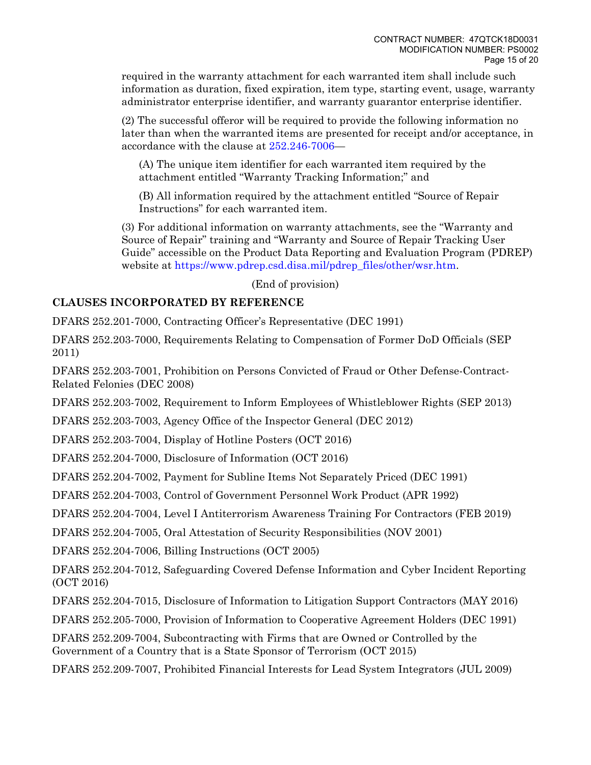required in the warranty attachment for each warranted item shall include such information as duration, fixed expiration, item type, starting event, usage, warranty administrator enterprise identifier, and warranty guarantor enterprise identifier.

(2) The successful offeror will be required to provide the following information no later than when the warranted items are presented for receipt and/or acceptance, in accordance with the clause at 252.246-7006—

(A) The unique item identifier for each warranted item required by the attachment entitled "Warranty Tracking Information;" and

(B) All information required by the attachment entitled "Source of Repair Instructions" for each warranted item.

(3) For additional information on warranty attachments, see the "Warranty and Source of Repair" training and "Warranty and Source of Repair Tracking User Guide" accessible on the Product Data Reporting and Evaluation Program (PDREP) website at https://www.pdrep.csd.disa.mil/pdrep_files/other/wsr.htm.

(End of provision)

**CLAUSES INCORPORATED BY REFERENCE**

DFARS 252.201-7000, Contracting Officer's Representative (DEC 1991)

DFARS 252.203-7000, Requirements Relating to Compensation of Former DoD Officials (SEP 2011)

DFARS 252.203-7001, Prohibition on Persons Convicted of Fraud or Other Defense-Contract-Related Felonies (DEC 2008)

DFARS 252.203-7002, Requirement to Inform Employees of Whistleblower Rights (SEP 2013)

DFARS 252.203-7003, Agency Office of the Inspector General (DEC 2012)

DFARS 252.203-7004, Display of Hotline Posters (OCT 2016)

DFARS 252.204-7000, Disclosure of Information (OCT 2016)

DFARS 252.204-7002, Payment for Subline Items Not Separately Priced (DEC 1991)

DFARS 252.204-7003, Control of Government Personnel Work Product (APR 1992)

DFARS 252.204-7004, Level I Antiterrorism Awareness Training For Contractors (FEB 2019)

DFARS 252.204-7005, Oral Attestation of Security Responsibilities (NOV 2001)

DFARS 252.204-7006, Billing Instructions (OCT 2005)

DFARS 252.204-7012, Safeguarding Covered Defense Information and Cyber Incident Reporting (OCT 2016)

DFARS 252.204-7015, Disclosure of Information to Litigation Support Contractors (MAY 2016)

DFARS 252.205-7000, Provision of Information to Cooperative Agreement Holders (DEC 1991)

DFARS 252.209-7004, Subcontracting with Firms that are Owned or Controlled by the Government of a Country that is a State Sponsor of Terrorism (OCT 2015)

DFARS 252.209-7007, Prohibited Financial Interests for Lead System Integrators (JUL 2009)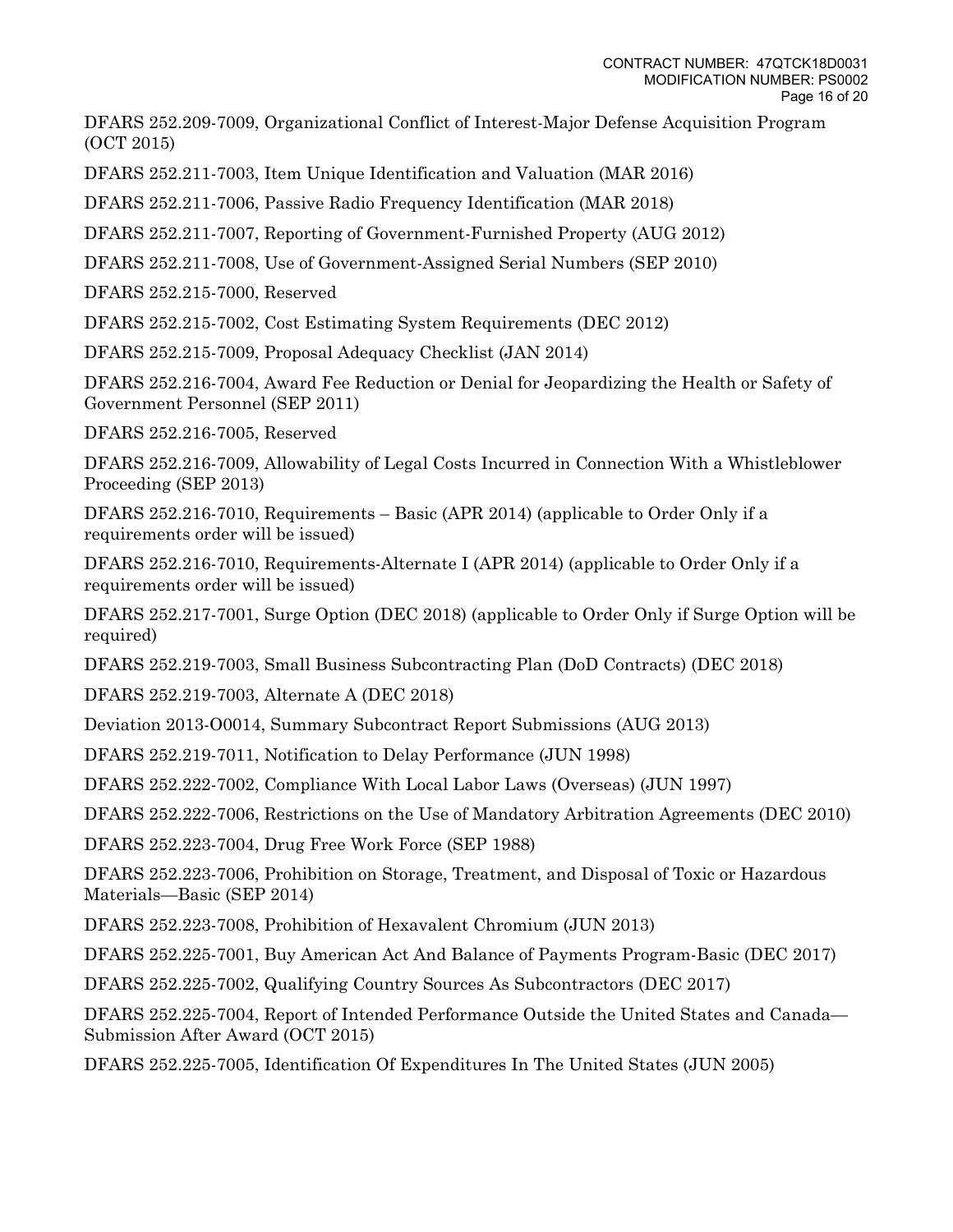DFARS 252.209-7009, Organizational Conflict of Interest-Major Defense Acquisition Program (OCT 2015)

DFARS 252.211-7003, Item Unique Identification and Valuation (MAR 2016)

DFARS 252.211-7006, Passive Radio Frequency Identification (MAR 2018)

DFARS 252.211-7007, Reporting of Government-Furnished Property (AUG 2012)

DFARS 252.211-7008, Use of Government-Assigned Serial Numbers (SEP 2010)

DFARS 252.215-7000, Reserved

DFARS 252.215-7002, Cost Estimating System Requirements (DEC 2012)

DFARS 252.215-7009, Proposal Adequacy Checklist (JAN 2014)

DFARS 252.216-7004, Award Fee Reduction or Denial for Jeopardizing the Health or Safety of Government Personnel (SEP 2011)

DFARS 252.216-7005, Reserved

DFARS 252.216-7009, Allowability of Legal Costs Incurred in Connection With a Whistleblower Proceeding (SEP 2013)

DFARS 252.216-7010, Requirements – Basic (APR 2014) (applicable to Order Only if a requirements order will be issued)

DFARS 252.216-7010, Requirements-Alternate I (APR 2014) (applicable to Order Only if a requirements order will be issued)

DFARS 252.217-7001, Surge Option (DEC 2018) (applicable to Order Only if Surge Option will be required)

DFARS 252.219-7003, Small Business Subcontracting Plan (DoD Contracts) (DEC 2018)

DFARS 252.219-7003, Alternate A (DEC 2018)

Deviation 2013-O0014, Summary Subcontract Report Submissions (AUG 2013)

DFARS 252.219-7011, Notification to Delay Performance (JUN 1998)

DFARS 252.222-7002, Compliance With Local Labor Laws (Overseas) (JUN 1997)

DFARS 252.222-7006, Restrictions on the Use of Mandatory Arbitration Agreements (DEC 2010)

DFARS 252.223-7004, Drug Free Work Force (SEP 1988)

DFARS 252.223-7006, Prohibition on Storage, Treatment, and Disposal of Toxic or Hazardous Materials—Basic (SEP 2014)

DFARS 252.223-7008, Prohibition of Hexavalent Chromium (JUN 2013)

DFARS 252.225-7001, Buy American Act And Balance of Payments Program-Basic (DEC 2017)

DFARS 252.225-7002, Qualifying Country Sources As Subcontractors (DEC 2017)

DFARS 252.225-7004, Report of Intended Performance Outside the United States and Canada—Submission After Award (OCT 2015)

DFARS 252.225-7005, Identification Of Expenditures In The United States (JUN 2005)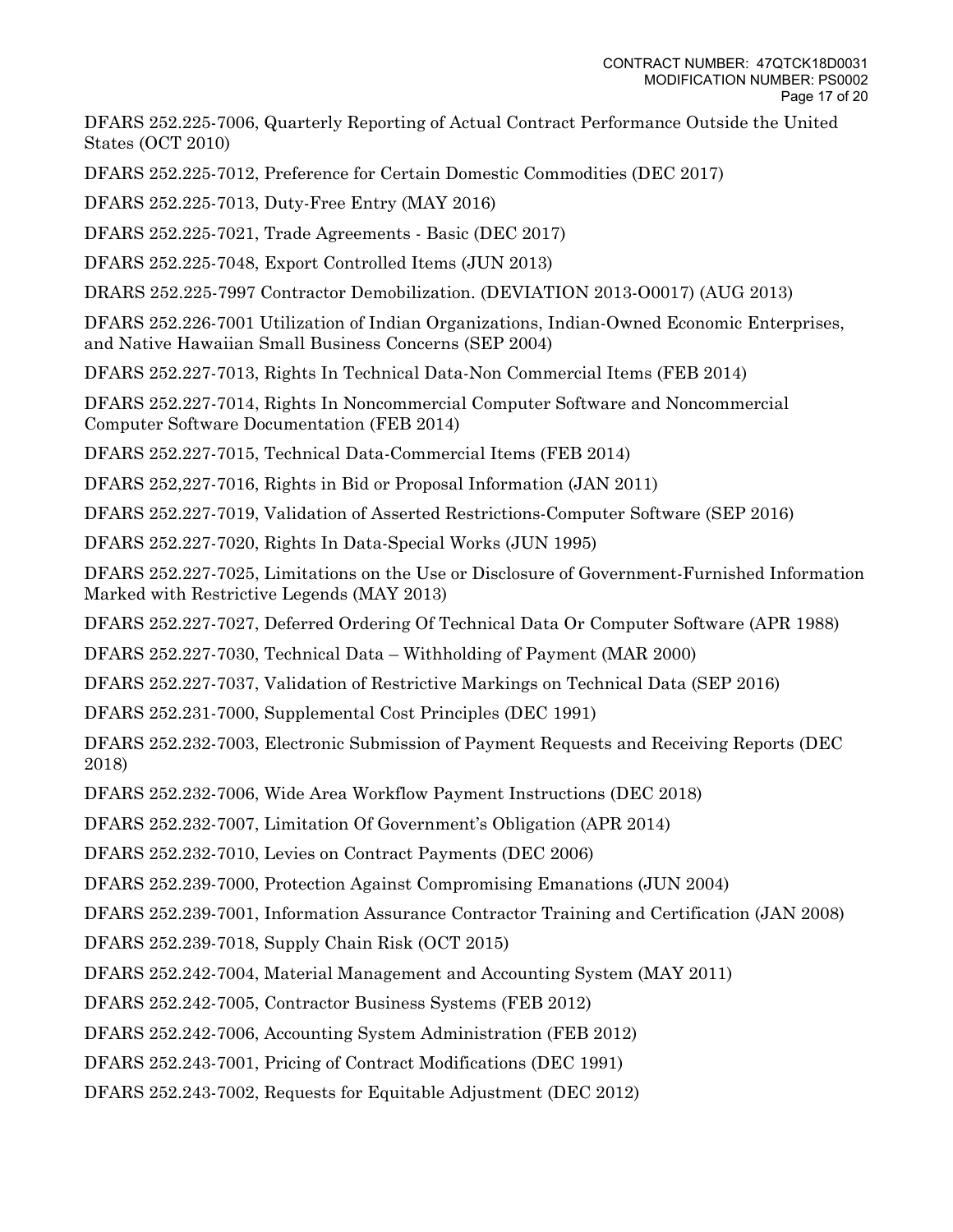DFARS 252.225-7006, Quarterly Reporting of Actual Contract Performance Outside the United States (OCT 2010)

DFARS 252.225-7012, Preference for Certain Domestic Commodities (DEC 2017)

DFARS 252.225-7013, Duty-Free Entry (MAY 2016)

DFARS 252.225-7021, Trade Agreements - Basic (DEC 2017)

DFARS 252.225-7048, Export Controlled Items (JUN 2013)

DRARS 252.225-7997 Contractor Demobilization. (DEVIATION 2013-O0017) (AUG 2013)

DFARS 252.226-7001 Utilization of Indian Organizations, Indian-Owned Economic Enterprises, and Native Hawaiian Small Business Concerns (SEP 2004)

DFARS 252.227-7013, Rights In Technical Data-Non Commercial Items (FEB 2014)

DFARS 252.227-7014, Rights In Noncommercial Computer Software and Noncommercial Computer Software Documentation (FEB 2014)

DFARS 252.227-7015, Technical Data-Commercial Items (FEB 2014)

DFARS 252,227-7016, Rights in Bid or Proposal Information (JAN 2011)

DFARS 252.227-7019, Validation of Asserted Restrictions-Computer Software (SEP 2016)

DFARS 252.227-7020, Rights In Data-Special Works (JUN 1995)

DFARS 252.227-7025, Limitations on the Use or Disclosure of Government-Furnished Information Marked with Restrictive Legends (MAY 2013)

DFARS 252.227-7027, Deferred Ordering Of Technical Data Or Computer Software (APR 1988)

DFARS 252.227-7030, Technical Data – Withholding of Payment (MAR 2000)

DFARS 252.227-7037, Validation of Restrictive Markings on Technical Data (SEP 2016)

DFARS 252.231-7000, Supplemental Cost Principles (DEC 1991)

DFARS 252.232-7003, Electronic Submission of Payment Requests and Receiving Reports (DEC 2018)

DFARS 252.232-7006, Wide Area Workflow Payment Instructions (DEC 2018)

DFARS 252.232-7007, Limitation Of Government's Obligation (APR 2014)

DFARS 252.232-7010, Levies on Contract Payments (DEC 2006)

DFARS 252.239-7000, Protection Against Compromising Emanations (JUN 2004)

DFARS 252.239-7001, Information Assurance Contractor Training and Certification (JAN 2008)

DFARS 252.239-7018, Supply Chain Risk (OCT 2015)

DFARS 252.242-7004, Material Management and Accounting System (MAY 2011)

DFARS 252.242-7005, Contractor Business Systems (FEB 2012)

DFARS 252.242-7006, Accounting System Administration (FEB 2012)

DFARS 252.243-7001, Pricing of Contract Modifications (DEC 1991)

DFARS 252.243-7002, Requests for Equitable Adjustment (DEC 2012)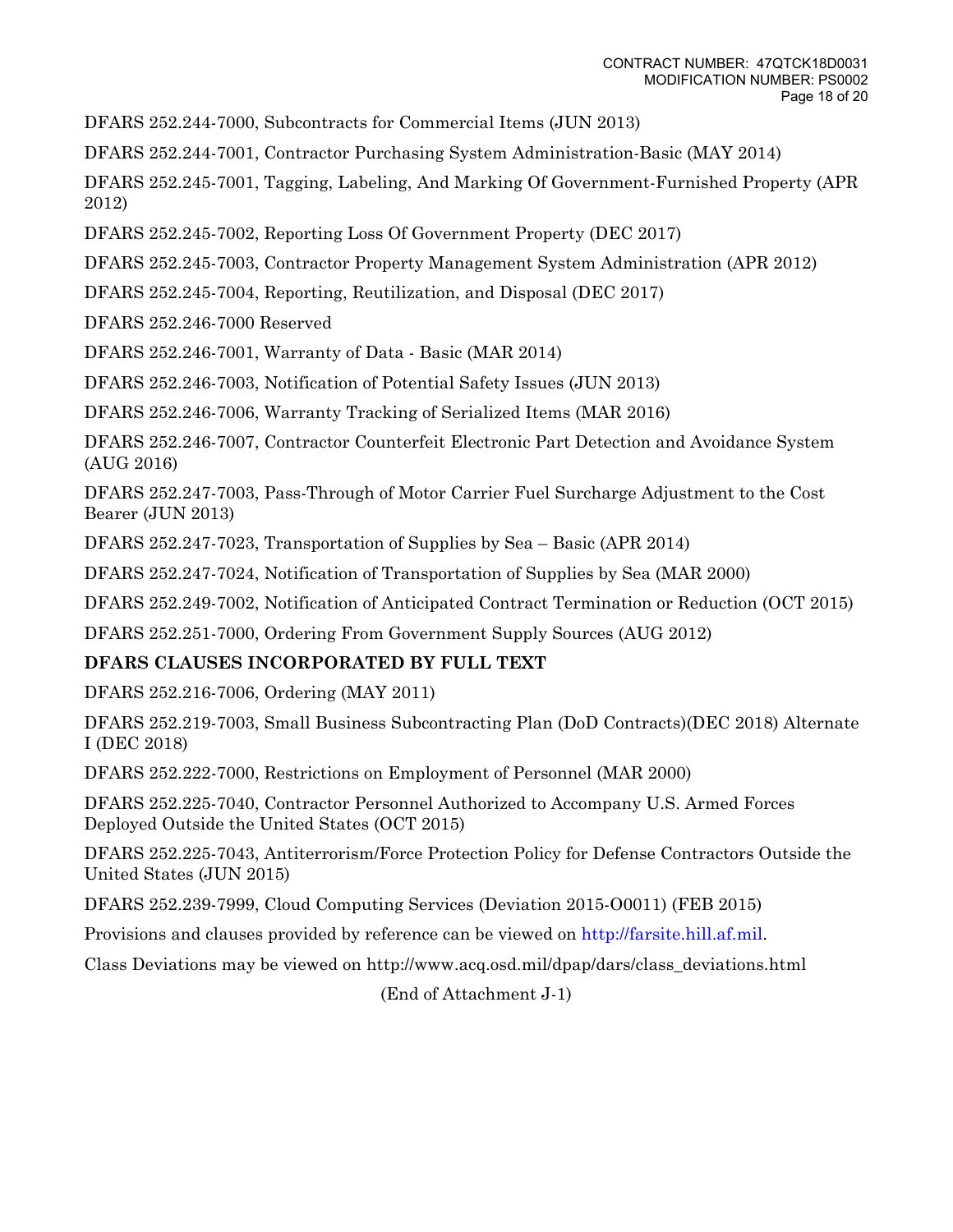DFARS 252.244-7000, Subcontracts for Commercial Items (JUN 2013)

DFARS 252.244-7001, Contractor Purchasing System Administration-Basic (MAY 2014)

DFARS 252.245-7001, Tagging, Labeling, And Marking Of Government-Furnished Property (APR 2012)

DFARS 252.245-7002, Reporting Loss Of Government Property (DEC 2017)

DFARS 252.245-7003, Contractor Property Management System Administration (APR 2012)

DFARS 252.245-7004, Reporting, Reutilization, and Disposal (DEC 2017)

DFARS 252.246-7000 Reserved

DFARS 252.246-7001, Warranty of Data - Basic (MAR 2014)

DFARS 252.246-7003, Notification of Potential Safety Issues (JUN 2013)

DFARS 252.246-7006, Warranty Tracking of Serialized Items (MAR 2016)

DFARS 252.246-7007, Contractor Counterfeit Electronic Part Detection and Avoidance System (AUG 2016)

DFARS 252.247-7003, Pass-Through of Motor Carrier Fuel Surcharge Adjustment to the Cost Bearer (JUN 2013)

DFARS 252.247-7023, Transportation of Supplies by Sea – Basic (APR 2014)

DFARS 252.247-7024, Notification of Transportation of Supplies by Sea (MAR 2000)

DFARS 252.249-7002, Notification of Anticipated Contract Termination or Reduction (OCT 2015)

DFARS 252.251-7000, Ordering From Government Supply Sources (AUG 2012)

**DFARS CLAUSES INCORPORATED BY FULL TEXT**

DFARS 252.216-7006, Ordering (MAY 2011)

DFARS 252.219-7003, Small Business Subcontracting Plan (DoD Contracts)(DEC 2018) Alternate I (DEC 2018)

DFARS 252.222-7000, Restrictions on Employment of Personnel (MAR 2000)

DFARS 252.225-7040, Contractor Personnel Authorized to Accompany U.S. Armed Forces Deployed Outside the United States (OCT 2015)

DFARS 252.225-7043, Antiterrorism/Force Protection Policy for Defense Contractors Outside the United States (JUN 2015)

DFARS 252.239-7999, Cloud Computing Services (Deviation 2015-O0011) (FEB 2015)

Provisions and clauses provided by reference can be viewed on http://farsite.hill.af.mil.

Class Deviations may be viewed on http://www.acq.osd.mil/dpap/dars/class_deviations.html

(End of Attachment J-1)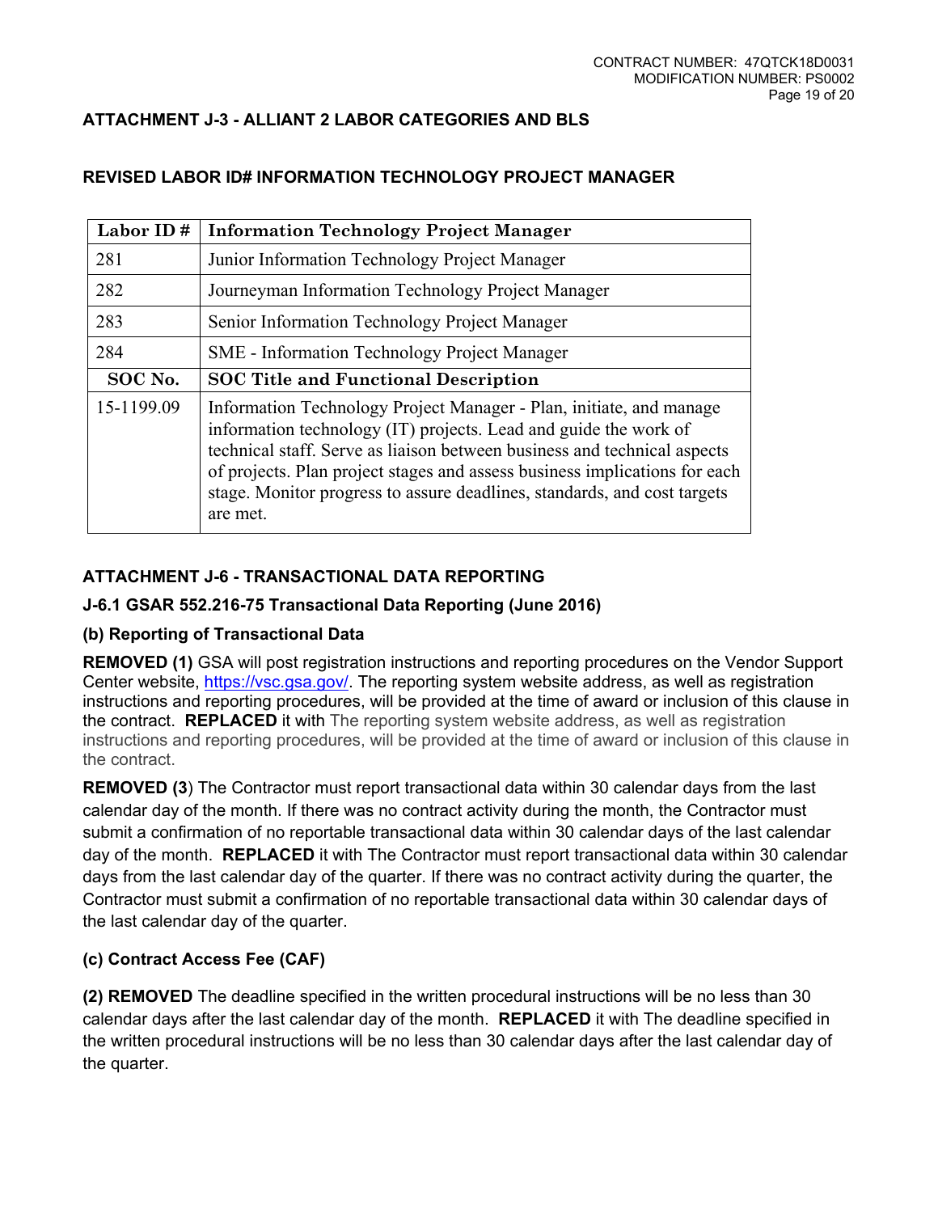**ATTACHMENT J-3 - ALLIANT 2 LABOR CATEGORIES AND BLS**

**REVISED LABOR ID# INFORMATION TECHNOLOGY PROJECT MANAGER**

| Labor ID # | Information Technology Project Manager |
|---|---|
| 281 | Junior Information Technology Project Manager |
| 282 | Journeyman Information Technology Project Manager |
| 283 | Senior Information Technology Project Manager |
| 284 | SME - Information Technology Project Manager |
| **SOC No.** | **SOC Title and Functional Description** |
| 15-1199.09 | Information Technology Project Manager - Plan, initiate, and manage information technology (IT) projects. Lead and guide the work of technical staff. Serve as liaison between business and technical aspects of projects. Plan project stages and assess business implications for each stage. Monitor progress to assure deadlines, standards, and cost targets are met. |

**ATTACHMENT J-6 - TRANSACTIONAL DATA REPORTING**

**J-6.1 GSAR 552.216-75 Transactional Data Reporting (June 2016)**

**(b) Reporting of Transactional Data**

**REMOVED (1)** GSA will post registration instructions and reporting procedures on the Vendor Support Center website, https://vsc.gsa.gov/. The reporting system website address, as well as registration instructions and reporting procedures, will be provided at the time of award or inclusion of this clause in the contract. **REPLACED** it with The reporting system website address, as well as registration instructions and reporting procedures, will be provided at the time of award or inclusion of this clause in the contract.

**REMOVED (3**) The Contractor must report transactional data within 30 calendar days from the last calendar day of the month. If there was no contract activity during the month, the Contractor must submit a confirmation of no reportable transactional data within 30 calendar days of the last calendar day of the month. **REPLACED** it with The Contractor must report transactional data within 30 calendar days from the last calendar day of the quarter. If there was no contract activity during the quarter, the Contractor must submit a confirmation of no reportable transactional data within 30 calendar days of the last calendar day of the quarter.

**(c) Contract Access Fee (CAF)**

**(2) REMOVED** The deadline specified in the written procedural instructions will be no less than 30 calendar days after the last calendar day of the month. **REPLACED** it with The deadline specified in the written procedural instructions will be no less than 30 calendar days after the last calendar day of the quarter.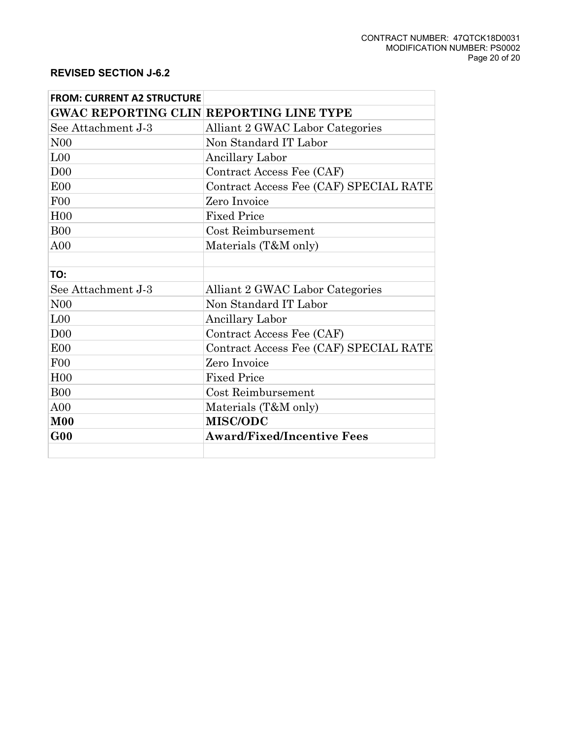**REVISED SECTION J-6.2**

| FROM: CURRENT A2 STRUCTURE | |
|---|---|
| **GWAC REPORTING CLIN** | **REPORTING LINE TYPE** |
| See Attachment J-3 | Alliant 2 GWAC Labor Categories |
| N00 | Non Standard IT Labor |
| L00 | Ancillary Labor |
| D00 | Contract Access Fee (CAF) |
| E00 | Contract Access Fee (CAF) SPECIAL RATE |
| F00 | Zero Invoice |
| H00 | Fixed Price |
| B00 | Cost Reimbursement |
| A00 | Materials (T&M only) |
| | |
| **TO:** | |
| See Attachment J-3 | Alliant 2 GWAC Labor Categories |
| N00 | Non Standard IT Labor |
| L00 | Ancillary Labor |
| D00 | Contract Access Fee (CAF) |
| E00 | Contract Access Fee (CAF) SPECIAL RATE |
| F00 | Zero Invoice |
| H00 | Fixed Price |
| B00 | Cost Reimbursement |
| A00 | Materials (T&M only) |
| **M00** | **MISC/ODC** |
| **G00** | **Award/Fixed/Incentive Fees** |
| | |